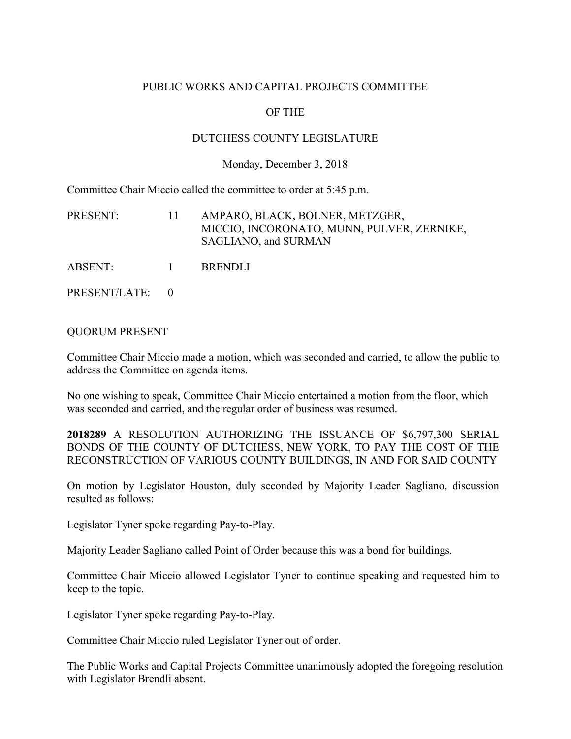PUBLIC WORKS AND CAPITAL PROJECTS COMMITTEE

OF THE

DUTCHESS COUNTY LEGISLATURE

Monday, December 3, 2018

Committee Chair Miccio called the committee to order at 5:45 p.m.

| | | |
|---|---|---|
| PRESENT: | 11 | AMPARO, BLACK, BOLNER, METZGER, MICCIO, INCORONATO, MUNN, PULVER, ZERNIKE, SAGLIANO, and SURMAN |
| ABSENT: | 1 | BRENDLI |
| PRESENT/LATE: | 0 | |

QUORUM PRESENT

Committee Chair Miccio made a motion, which was seconded and carried, to allow the public to address the Committee on agenda items.

No one wishing to speak, Committee Chair Miccio entertained a motion from the floor, which was seconded and carried, and the regular order of business was resumed.

**2018289** A RESOLUTION AUTHORIZING THE ISSUANCE OF $6,797,300 SERIAL BONDS OF THE COUNTY OF DUTCHESS, NEW YORK, TO PAY THE COST OF THE RECONSTRUCTION OF VARIOUS COUNTY BUILDINGS, IN AND FOR SAID COUNTY

On motion by Legislator Houston, duly seconded by Majority Leader Sagliano, discussion resulted as follows:

Legislator Tyner spoke regarding Pay-to-Play.

Majority Leader Sagliano called Point of Order because this was a bond for buildings.

Committee Chair Miccio allowed Legislator Tyner to continue speaking and requested him to keep to the topic.

Legislator Tyner spoke regarding Pay-to-Play.

Committee Chair Miccio ruled Legislator Tyner out of order.

The Public Works and Capital Projects Committee unanimously adopted the foregoing resolution with Legislator Brendli absent.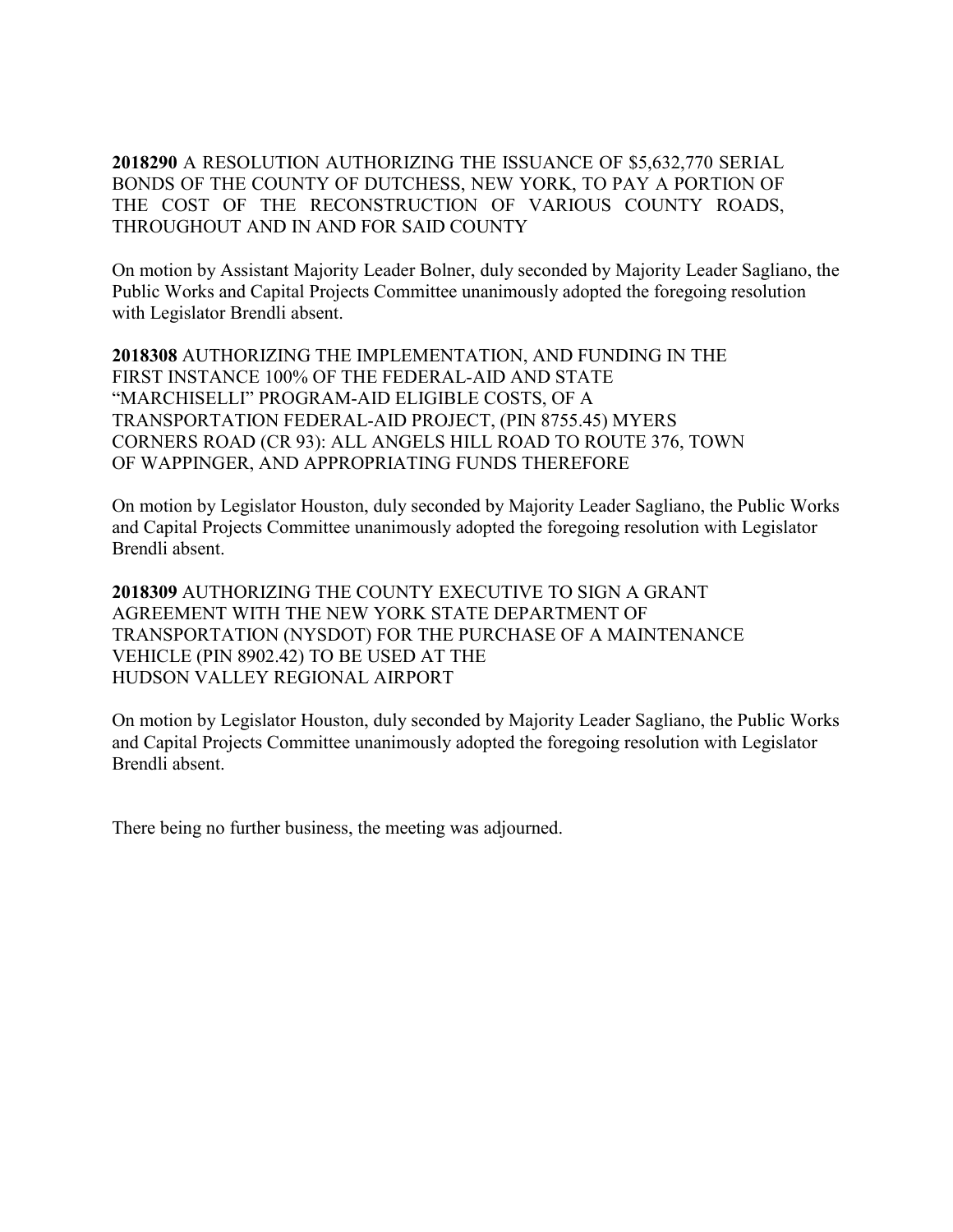**2018290** A RESOLUTION AUTHORIZING THE ISSUANCE OF $5,632,770 SERIAL BONDS OF THE COUNTY OF DUTCHESS, NEW YORK, TO PAY A PORTION OF THE COST OF THE RECONSTRUCTION OF VARIOUS COUNTY ROADS, THROUGHOUT AND IN AND FOR SAID COUNTY

On motion by Assistant Majority Leader Bolner, duly seconded by Majority Leader Sagliano, the Public Works and Capital Projects Committee unanimously adopted the foregoing resolution with Legislator Brendli absent.

**2018308** AUTHORIZING THE IMPLEMENTATION, AND FUNDING IN THE FIRST INSTANCE 100% OF THE FEDERAL-AID AND STATE "MARCHISELLI" PROGRAM-AID ELIGIBLE COSTS, OF A TRANSPORTATION FEDERAL-AID PROJECT, (PIN 8755.45) MYERS CORNERS ROAD (CR 93): ALL ANGELS HILL ROAD TO ROUTE 376, TOWN OF WAPPINGER, AND APPROPRIATING FUNDS THEREFORE

On motion by Legislator Houston, duly seconded by Majority Leader Sagliano, the Public Works and Capital Projects Committee unanimously adopted the foregoing resolution with Legislator Brendli absent.

**2018309** AUTHORIZING THE COUNTY EXECUTIVE TO SIGN A GRANT AGREEMENT WITH THE NEW YORK STATE DEPARTMENT OF TRANSPORTATION (NYSDOT) FOR THE PURCHASE OF A MAINTENANCE VEHICLE (PIN 8902.42) TO BE USED AT THE HUDSON VALLEY REGIONAL AIRPORT

On motion by Legislator Houston, duly seconded by Majority Leader Sagliano, the Public Works and Capital Projects Committee unanimously adopted the foregoing resolution with Legislator Brendli absent.

There being no further business, the meeting was adjourned.